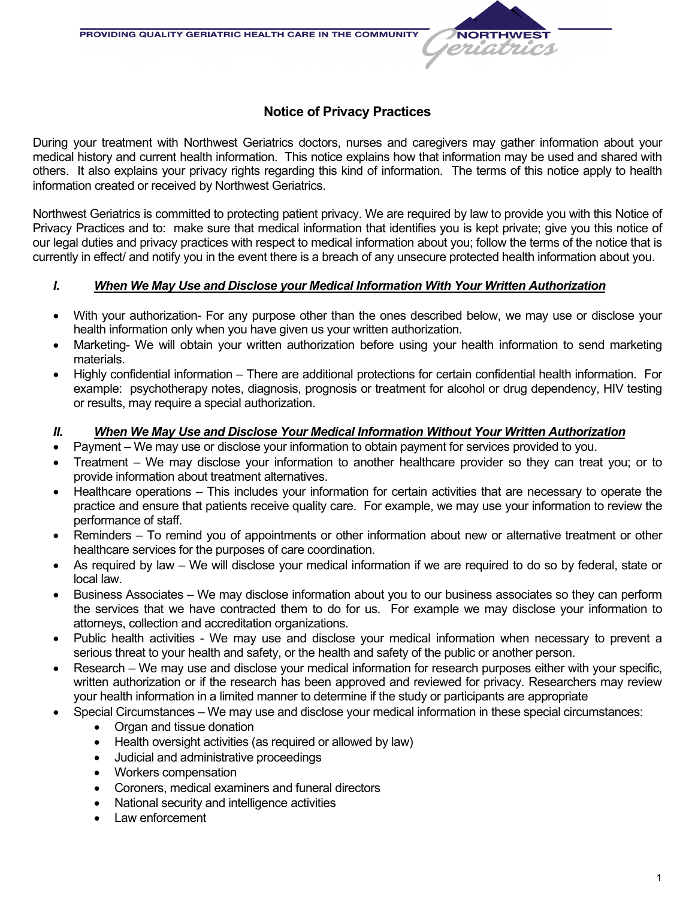PROVIDING QUALITY GERIATRIC HEALTH CARE IN THE COMMUNITY

NORTHWEST Geriatrics

# Notice of Privacy Practices

During your treatment with Northwest Geriatrics doctors, nurses and caregivers may gather information about your medical history and current health information. This notice explains how that information may be used and shared with others. It also explains your privacy rights regarding this kind of information. The terms of this notice apply to health information created or received by Northwest Geriatrics.

Northwest Geriatrics is committed to protecting patient privacy. We are required by law to provide you with this Notice of Privacy Practices and to: make sure that medical information that identifies you is kept private; give you this notice of our legal duties and privacy practices with respect to medical information about you; follow the terms of the notice that is currently in effect/ and notify you in the event there is a breach of any unsecure protected health information about you.

## I. *When We May Use and Disclose your Medical Information With Your Written Authorization*

- With your authorization- For any purpose other than the ones described below, we may use or disclose your health information only when you have given us your written authorization.
- Marketing- We will obtain your written authorization before using your health information to send marketing materials.
- Highly confidential information – There are additional protections for certain confidential health information. For example: psychotherapy notes, diagnosis, prognosis or treatment for alcohol or drug dependency, HIV testing or results, may require a special authorization.

## II. *When We May Use and Disclose Your Medical Information Without Your Written Authorization*

- Payment – We may use or disclose your information to obtain payment for services provided to you.
- Treatment – We may disclose your information to another healthcare provider so they can treat you; or to provide information about treatment alternatives.
- Healthcare operations – This includes your information for certain activities that are necessary to operate the practice and ensure that patients receive quality care. For example, we may use your information to review the performance of staff.
- Reminders – To remind you of appointments or other information about new or alternative treatment or other healthcare services for the purposes of care coordination.
- As required by law – We will disclose your medical information if we are required to do so by federal, state or local law.
- Business Associates – We may disclose information about you to our business associates so they can perform the services that we have contracted them to do for us. For example we may disclose your information to attorneys, collection and accreditation organizations.
- Public health activities - We may use and disclose your medical information when necessary to prevent a serious threat to your health and safety, or the health and safety of the public or another person.
- Research – We may use and disclose your medical information for research purposes either with your specific, written authorization or if the research has been approved and reviewed for privacy. Researchers may review your health information in a limited manner to determine if the study or participants are appropriate
- Special Circumstances – We may use and disclose your medical information in these special circumstances:
  - Organ and tissue donation
  - Health oversight activities (as required or allowed by law)
  - Judicial and administrative proceedings
  - Workers compensation
  - Coroners, medical examiners and funeral directors
  - National security and intelligence activities
  - Law enforcement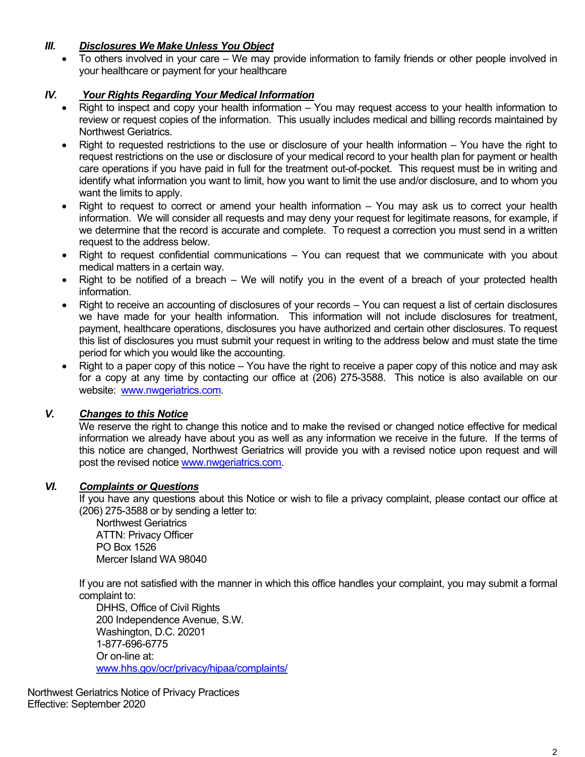### III. ***Disclosures We Make Unless You Object***

- To others involved in your care – We may provide information to family friends or other people involved in your healthcare or payment for your healthcare

### IV. ***Your Rights Regarding Your Medical Information***

- Right to inspect and copy your health information – You may request access to your health information to review or request copies of the information. This usually includes medical and billing records maintained by Northwest Geriatrics.
- Right to requested restrictions to the use or disclosure of your health information – You have the right to request restrictions on the use or disclosure of your medical record to your health plan for payment or health care operations if you have paid in full for the treatment out-of-pocket. This request must be in writing and identify what information you want to limit, how you want to limit the use and/or disclosure, and to whom you want the limits to apply.
- Right to request to correct or amend your health information – You may ask us to correct your health information. We will consider all requests and may deny your request for legitimate reasons, for example, if we determine that the record is accurate and complete. To request a correction you must send in a written request to the address below.
- Right to request confidential communications – You can request that we communicate with you about medical matters in a certain way.
- Right to be notified of a breach – We will notify you in the event of a breach of your protected health information.
- Right to receive an accounting of disclosures of your records – You can request a list of certain disclosures we have made for your health information. This information will not include disclosures for treatment, payment, healthcare operations, disclosures you have authorized and certain other disclosures. To request this list of disclosures you must submit your request in writing to the address below and must state the time period for which you would like the accounting.
- Right to a paper copy of this notice – You have the right to receive a paper copy of this notice and may ask for a copy at any time by contacting our office at (206) 275-3588. This notice is also available on our website: [www.nwgeriatrics.com](http://www.nwgeriatrics.com).

### V. ***Changes to this Notice***

We reserve the right to change this notice and to make the revised or changed notice effective for medical information we already have about you as well as any information we receive in the future. If the terms of this notice are changed, Northwest Geriatrics will provide you with a revised notice upon request and will post the revised notice [www.nwgeriatrics.com](http://www.nwgeriatrics.com).

### VI. ***Complaints or Questions***

If you have any questions about this Notice or wish to file a privacy complaint, please contact our office at (206) 275-3588 or by sending a letter to:

Northwest Geriatrics
ATTN: Privacy Officer
PO Box 1526
Mercer Island WA 98040

If you are not satisfied with the manner in which this office handles your complaint, you may submit a formal complaint to:

DHHS, Office of Civil Rights
200 Independence Avenue, S.W.
Washington, D.C. 20201
1-877-696-6775
Or on-line at:
[www.hhs.gov/ocr/privacy/hipaa/complaints/](http://www.hhs.gov/ocr/privacy/hipaa/complaints/)

Northwest Geriatrics Notice of Privacy Practices
Effective: September 2020